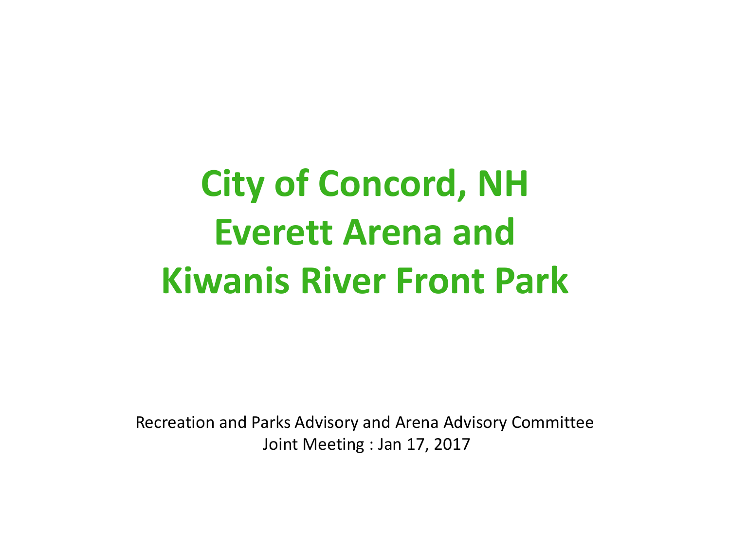# City of Concord, NH
# Everett Arena and
# Kiwanis River Front Park

Recreation and Parks Advisory and Arena Advisory Committee

Joint Meeting : Jan 17, 2017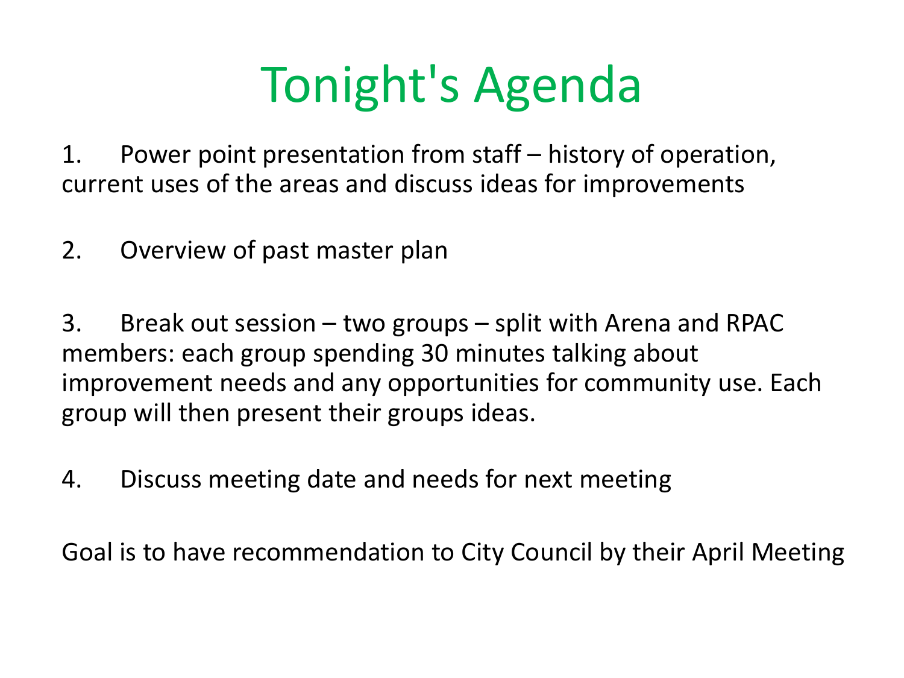# Tonight's Agenda

1. Power point presentation from staff – history of operation, current uses of the areas and discuss ideas for improvements

2. Overview of past master plan

3. Break out session – two groups – split with Arena and RPAC members: each group spending 30 minutes talking about improvement needs and any opportunities for community use. Each group will then present their groups ideas.

4. Discuss meeting date and needs for next meeting

Goal is to have recommendation to City Council by their April Meeting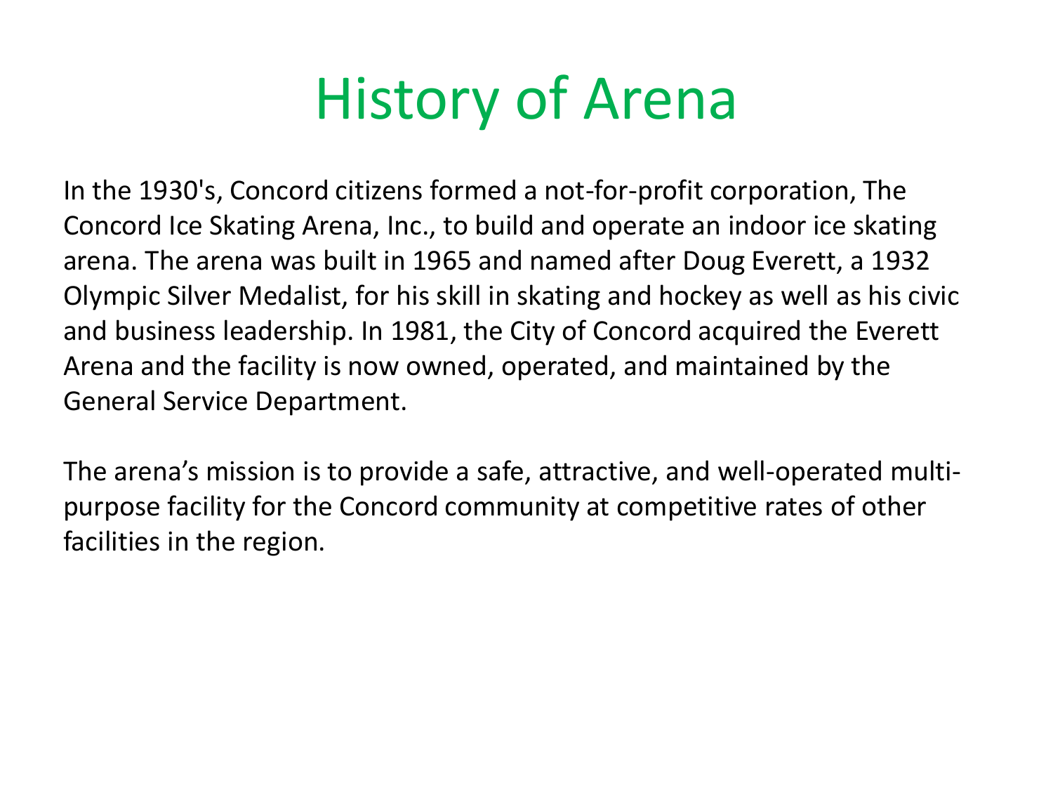# History of Arena

In the 1930's, Concord citizens formed a not-for-profit corporation, The Concord Ice Skating Arena, Inc., to build and operate an indoor ice skating arena. The arena was built in 1965 and named after Doug Everett, a 1932 Olympic Silver Medalist, for his skill in skating and hockey as well as his civic and business leadership. In 1981, the City of Concord acquired the Everett Arena and the facility is now owned, operated, and maintained by the General Service Department.

The arena's mission is to provide a safe, attractive, and well-operated multi-purpose facility for the Concord community at competitive rates of other facilities in the region.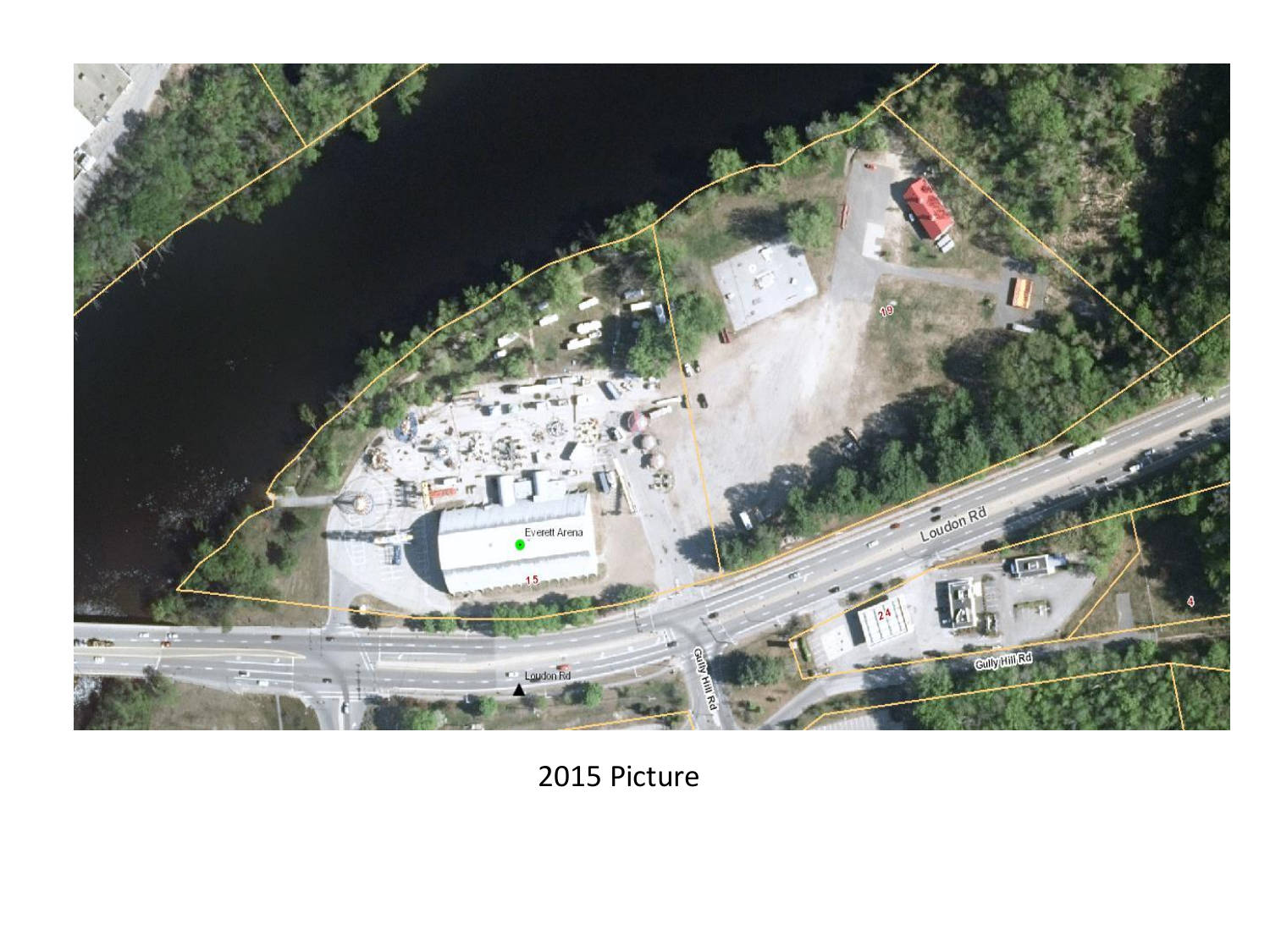2015 Picture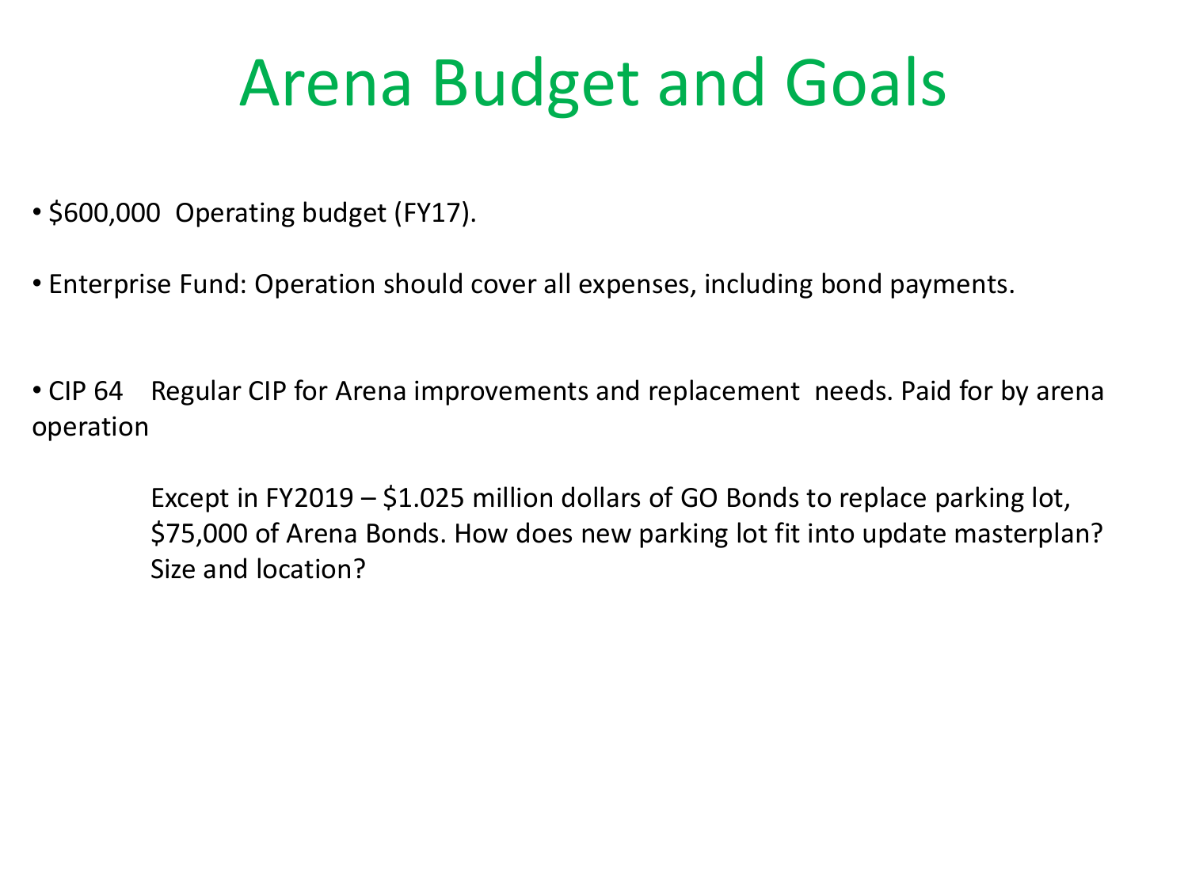# Arena Budget and Goals

- $600,000 Operating budget (FY17).
- Enterprise Fund: Operation should cover all expenses, including bond payments.
- CIP 64 Regular CIP for Arena improvements and replacement needs. Paid for by arena operation

  Except in FY2019 – $1.025 million dollars of GO Bonds to replace parking lot, $75,000 of Arena Bonds. How does new parking lot fit into update masterplan? Size and location?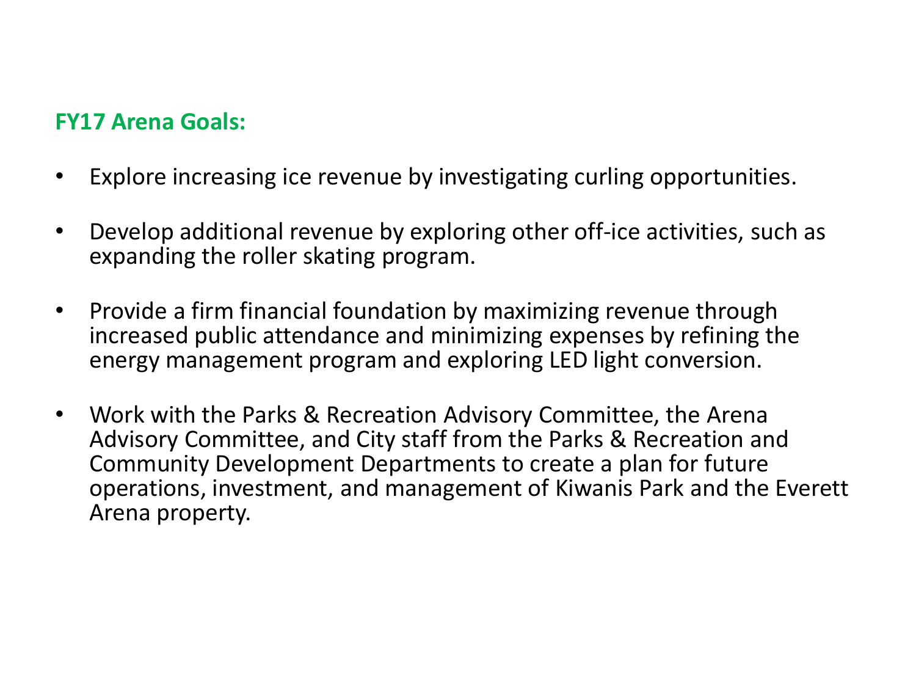**FY17 Arena Goals:**

- Explore increasing ice revenue by investigating curling opportunities.
- Develop additional revenue by exploring other off-ice activities, such as expanding the roller skating program.
- Provide a firm financial foundation by maximizing revenue through increased public attendance and minimizing expenses by refining the energy management program and exploring LED light conversion.
- Work with the Parks & Recreation Advisory Committee, the Arena Advisory Committee, and City staff from the Parks & Recreation and Community Development Departments to create a plan for future operations, investment, and management of Kiwanis Park and the Everett Arena property.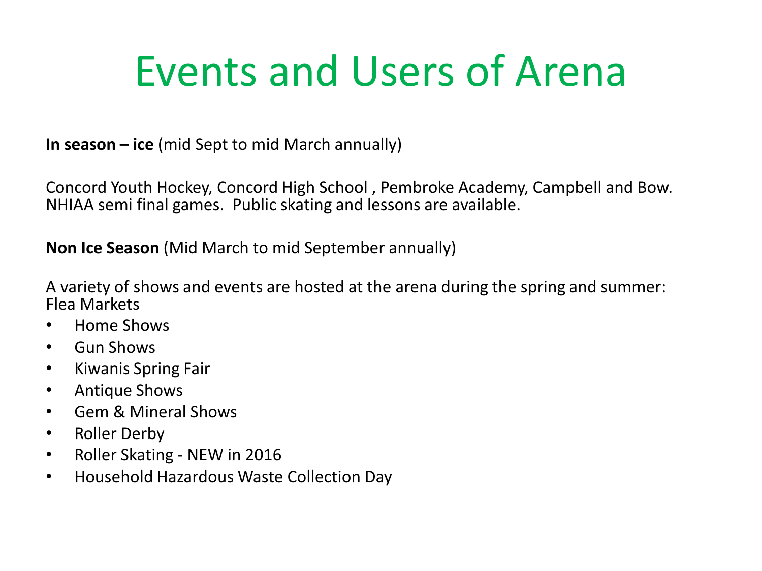# Events and Users of Arena

**In season – ice** (mid Sept to mid March annually)

Concord Youth Hockey, Concord High School , Pembroke Academy, Campbell and Bow. NHIAA semi final games. Public skating and lessons are available.

**Non Ice Season** (Mid March to mid September annually)

A variety of shows and events are hosted at the arena during the spring and summer:
Flea Markets

- Home Shows
- Gun Shows
- Kiwanis Spring Fair
- Antique Shows
- Gem & Mineral Shows
- Roller Derby
- Roller Skating - NEW in 2016
- Household Hazardous Waste Collection Day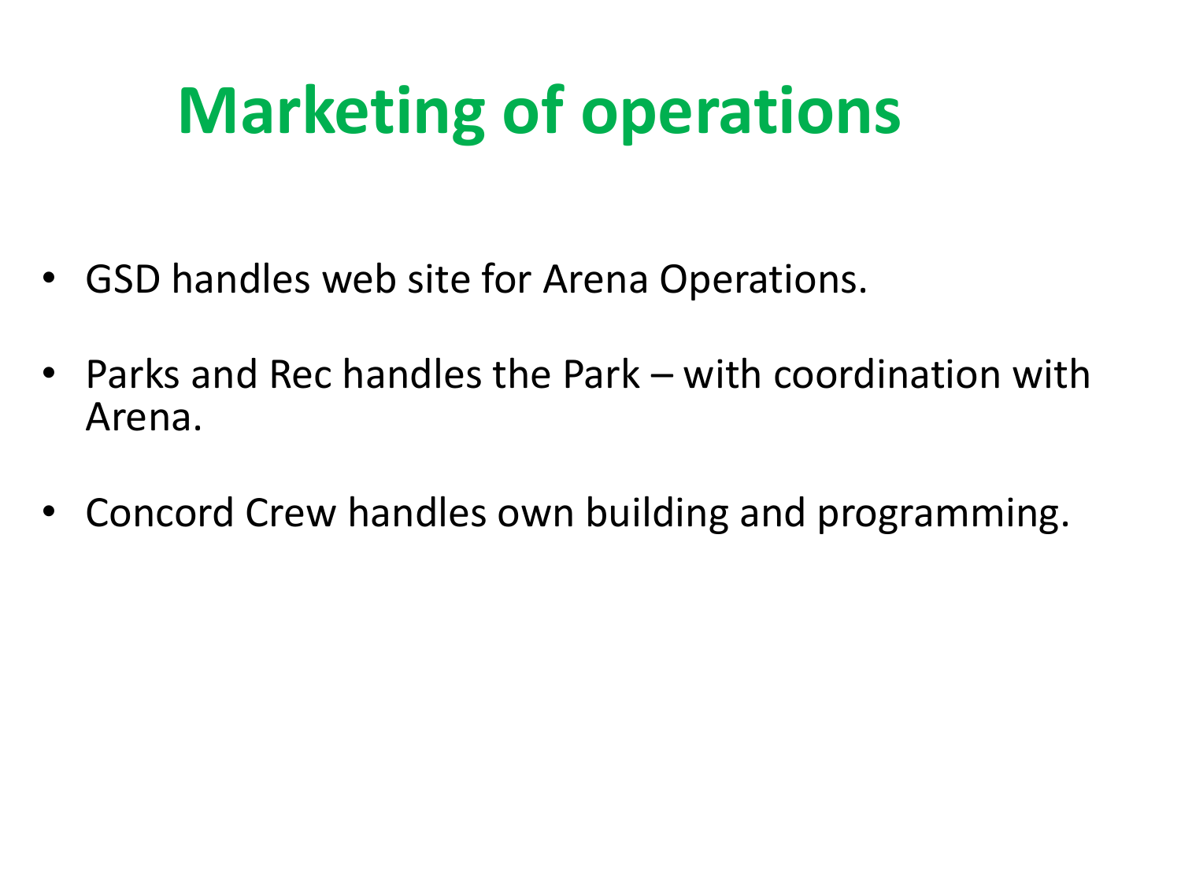# Marketing of operations

- GSD handles web site for Arena Operations.
- Parks and Rec handles the Park – with coordination with Arena.
- Concord Crew handles own building and programming.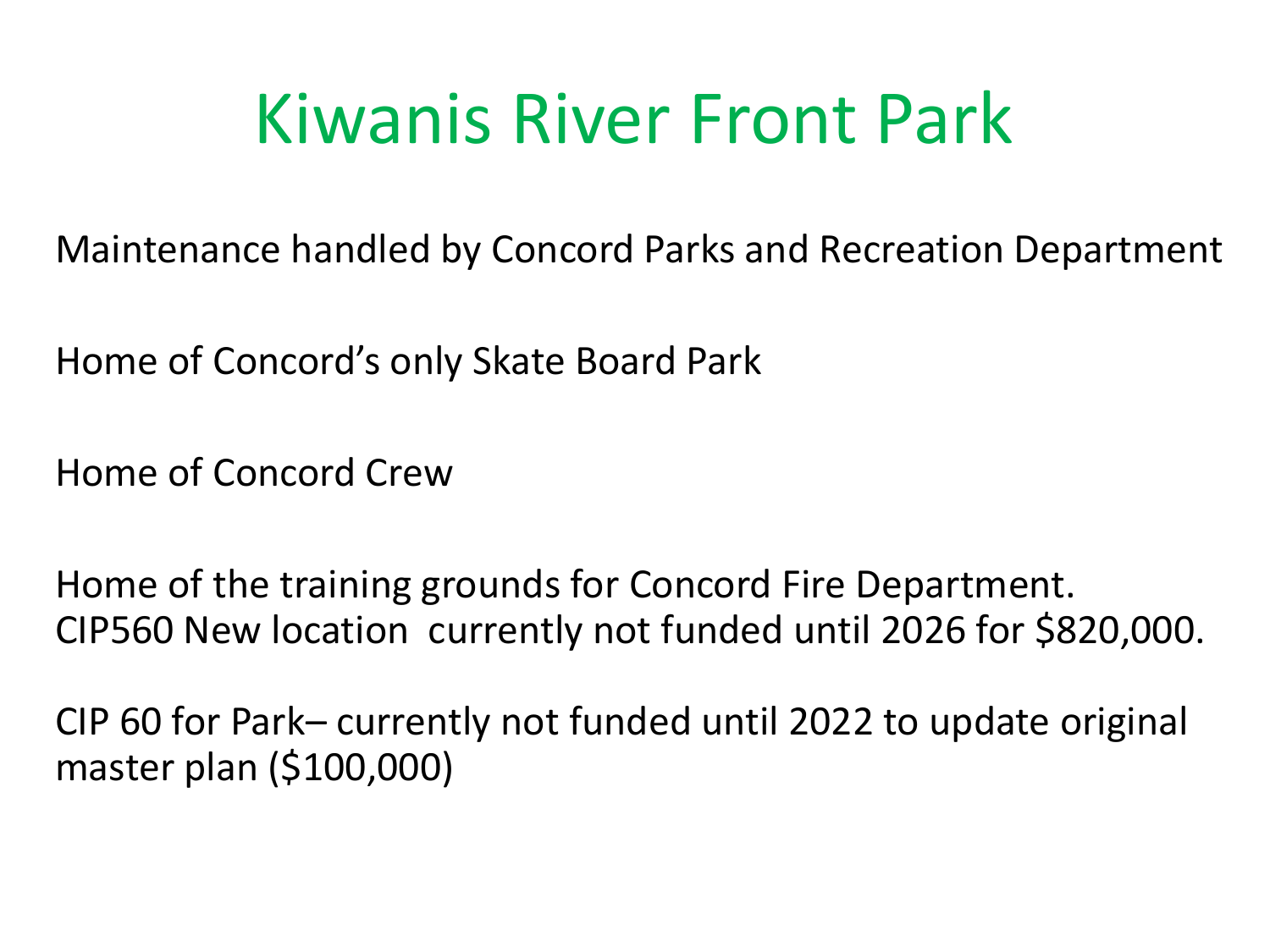# Kiwanis River Front Park

Maintenance handled by Concord Parks and Recreation Department

Home of Concord's only Skate Board Park

Home of Concord Crew

Home of the training grounds for Concord Fire Department.
CIP560 New location currently not funded until 2026 for $820,000.

CIP 60 for Park– currently not funded until 2022 to update original master plan ($100,000)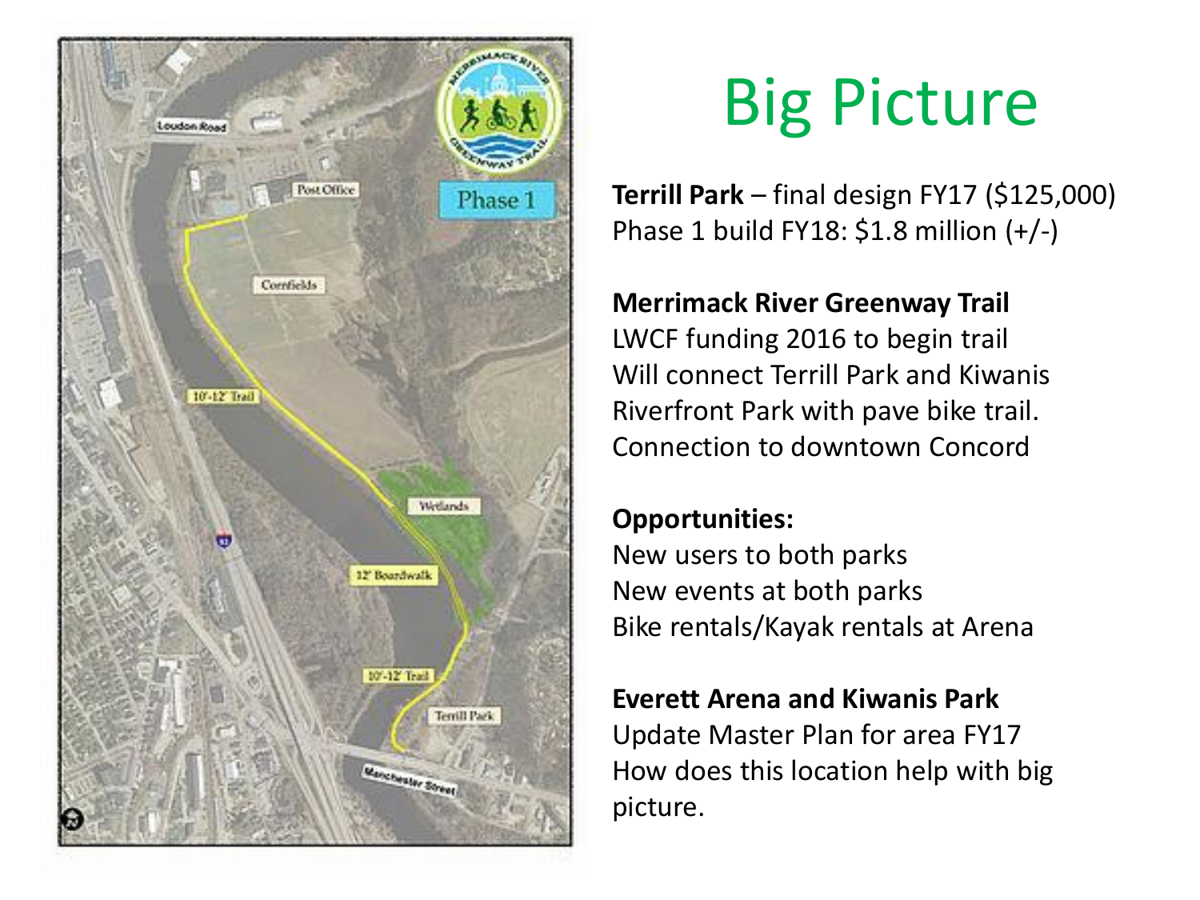# Big Picture

**Terrill Park** – final design FY17 ($125,000)
Phase 1 build FY18: $1.8 million (+/-)

**Merrimack River Greenway Trail**
LWCF funding 2016 to begin trail
Will connect Terrill Park and Kiwanis Riverfront Park with pave bike trail.
Connection to downtown Concord

**Opportunities:**
New users to both parks
New events at both parks
Bike rentals/Kayak rentals at Arena

**Everett Arena and Kiwanis Park**
Update Master Plan for area FY17
How does this location help with big picture.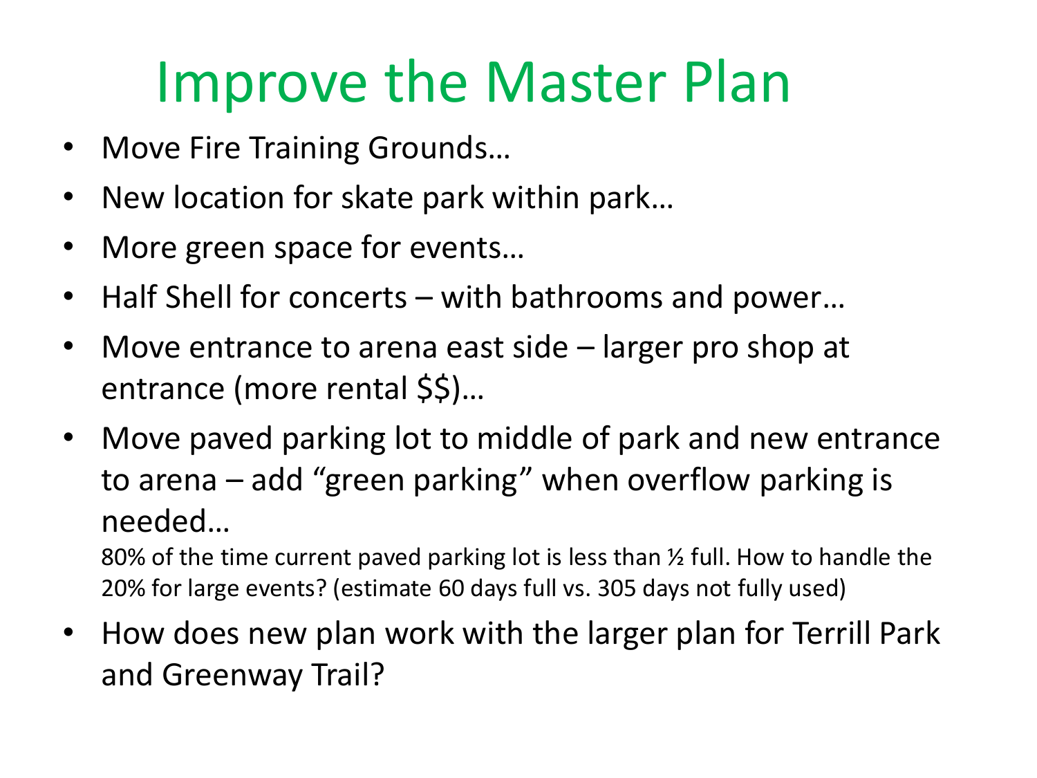# Improve the Master Plan

- Move Fire Training Grounds…
- New location for skate park within park…
- More green space for events…
- Half Shell for concerts – with bathrooms and power…
- Move entrance to arena east side – larger pro shop at entrance (more rental $$)…
- Move paved parking lot to middle of park and new entrance to arena – add "green parking" when overflow parking is needed…

  80% of the time current paved parking lot is less than ½ full. How to handle the 20% for large events? (estimate 60 days full vs. 305 days not fully used)
- How does new plan work with the larger plan for Terrill Park and Greenway Trail?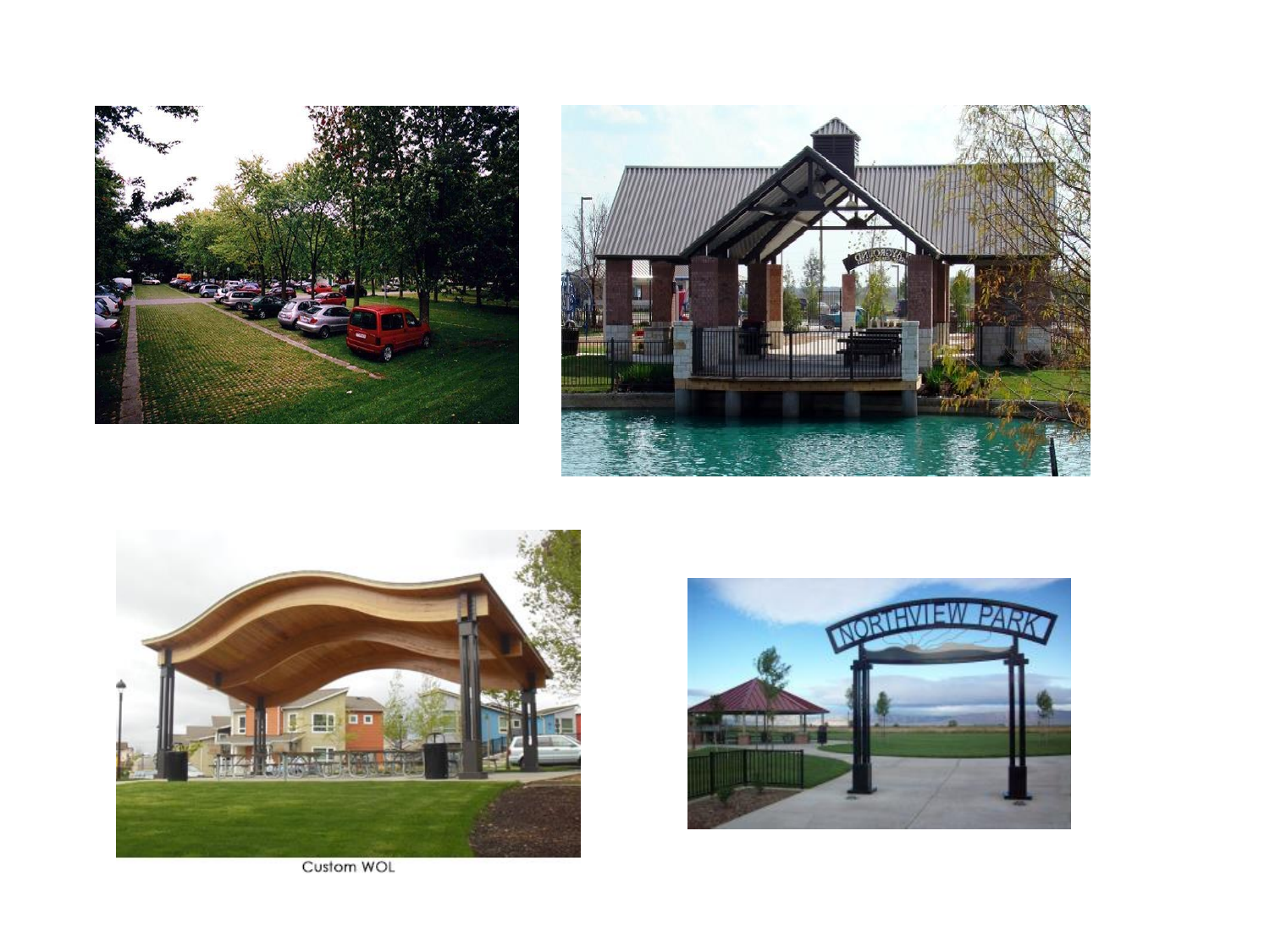Custom WOL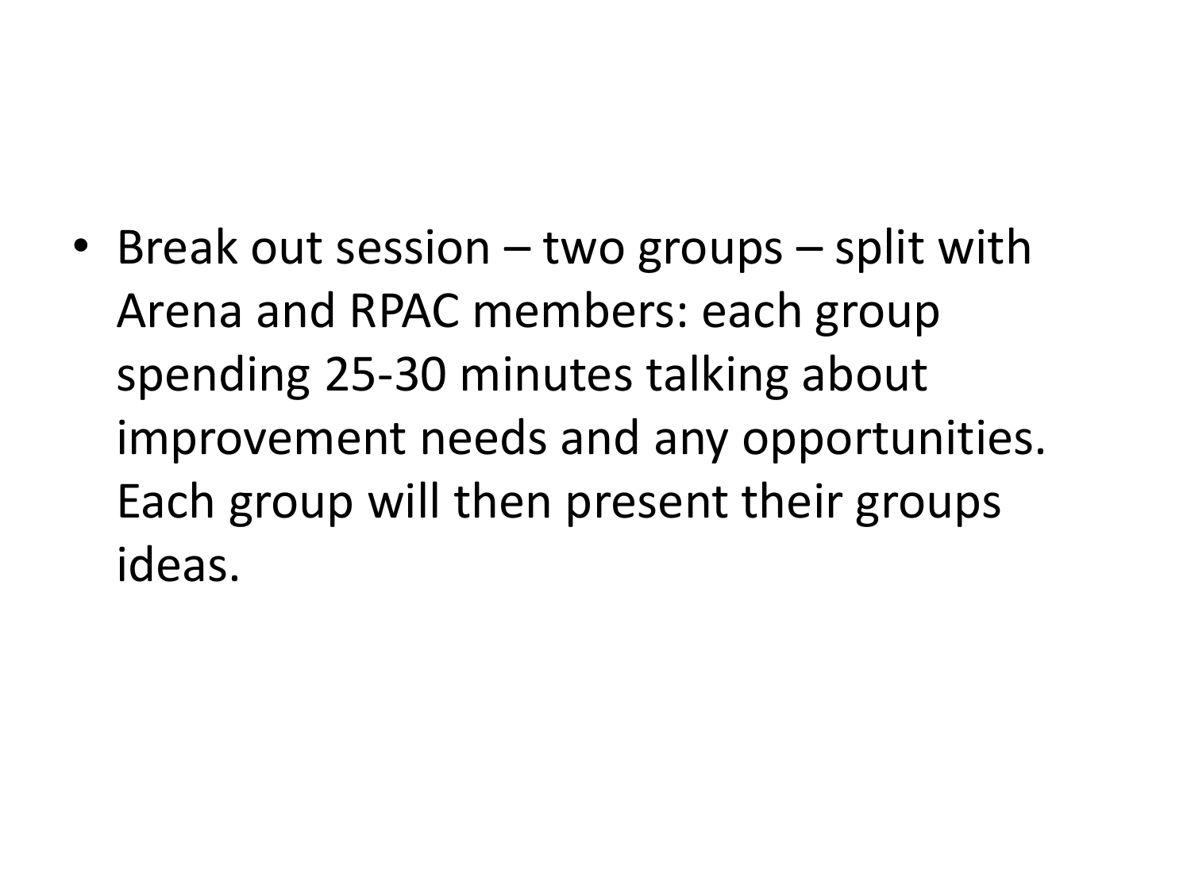- Break out session – two groups – split with Arena and RPAC members: each group spending 25-30 minutes talking about improvement needs and any opportunities. Each group will then present their groups ideas.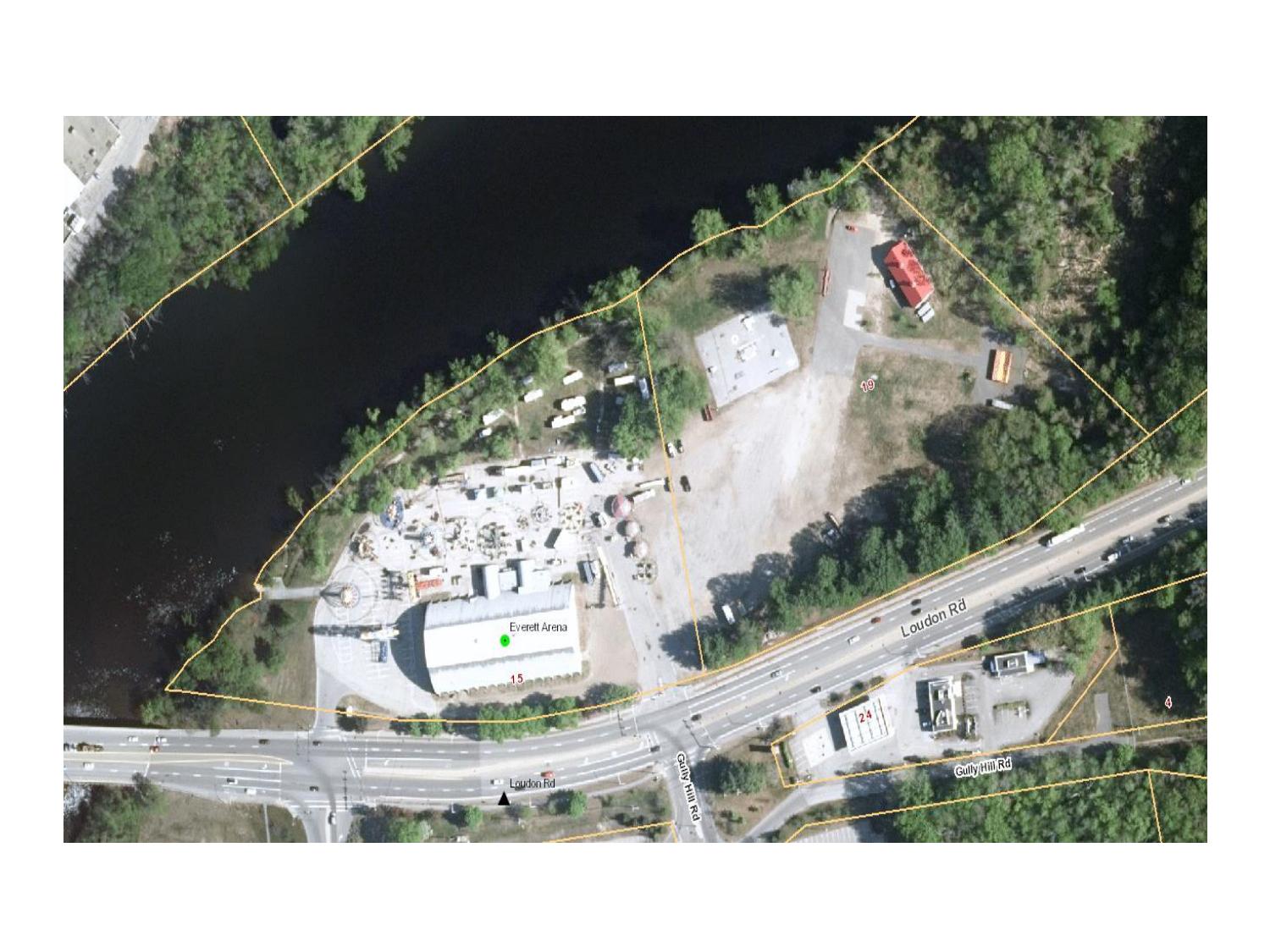Everett Arena

15

19

Loudon Rd

Gully Hill Rd

24

4

Gully Hill Rd

Loudon Rd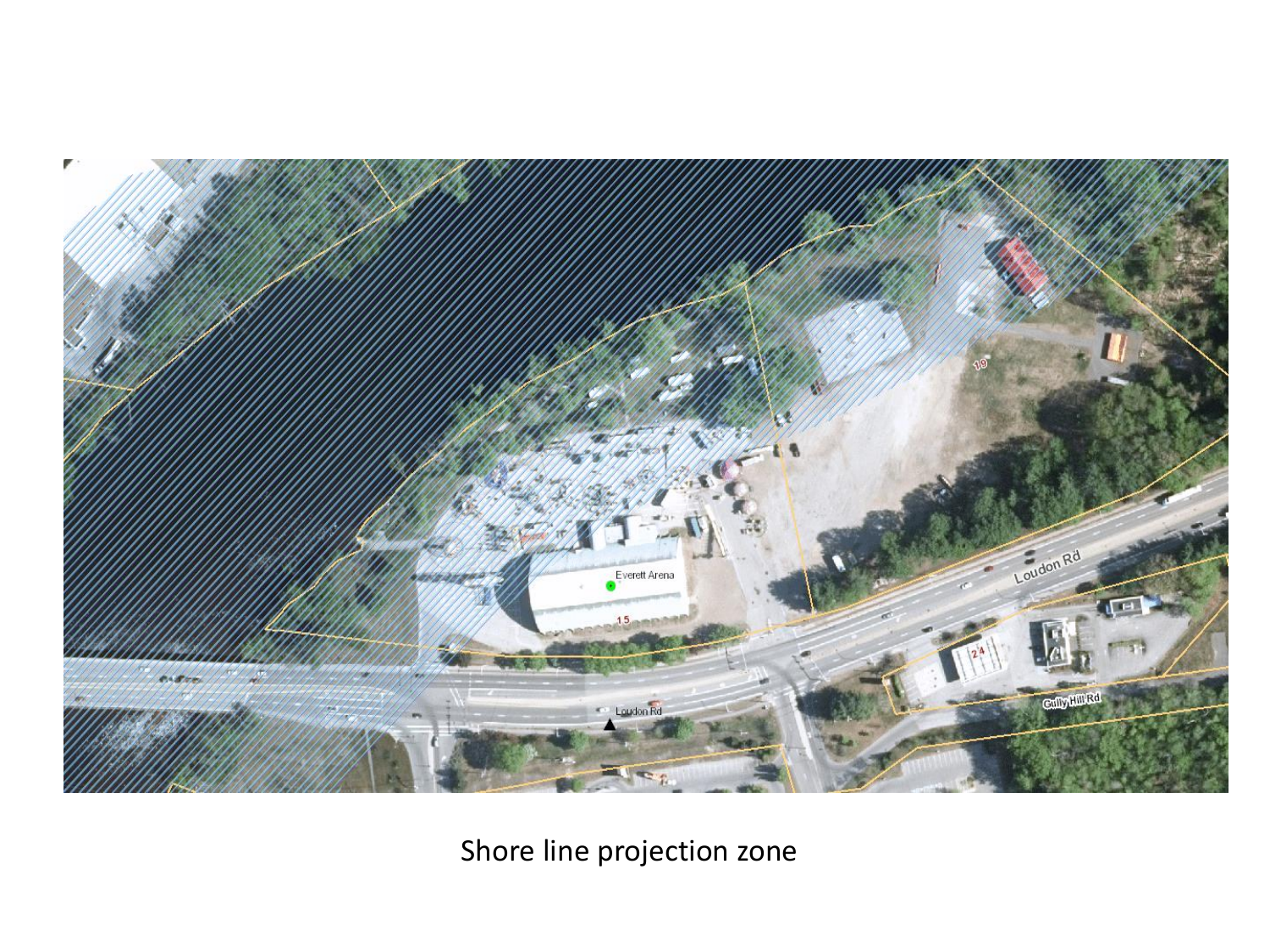Shore line projection zone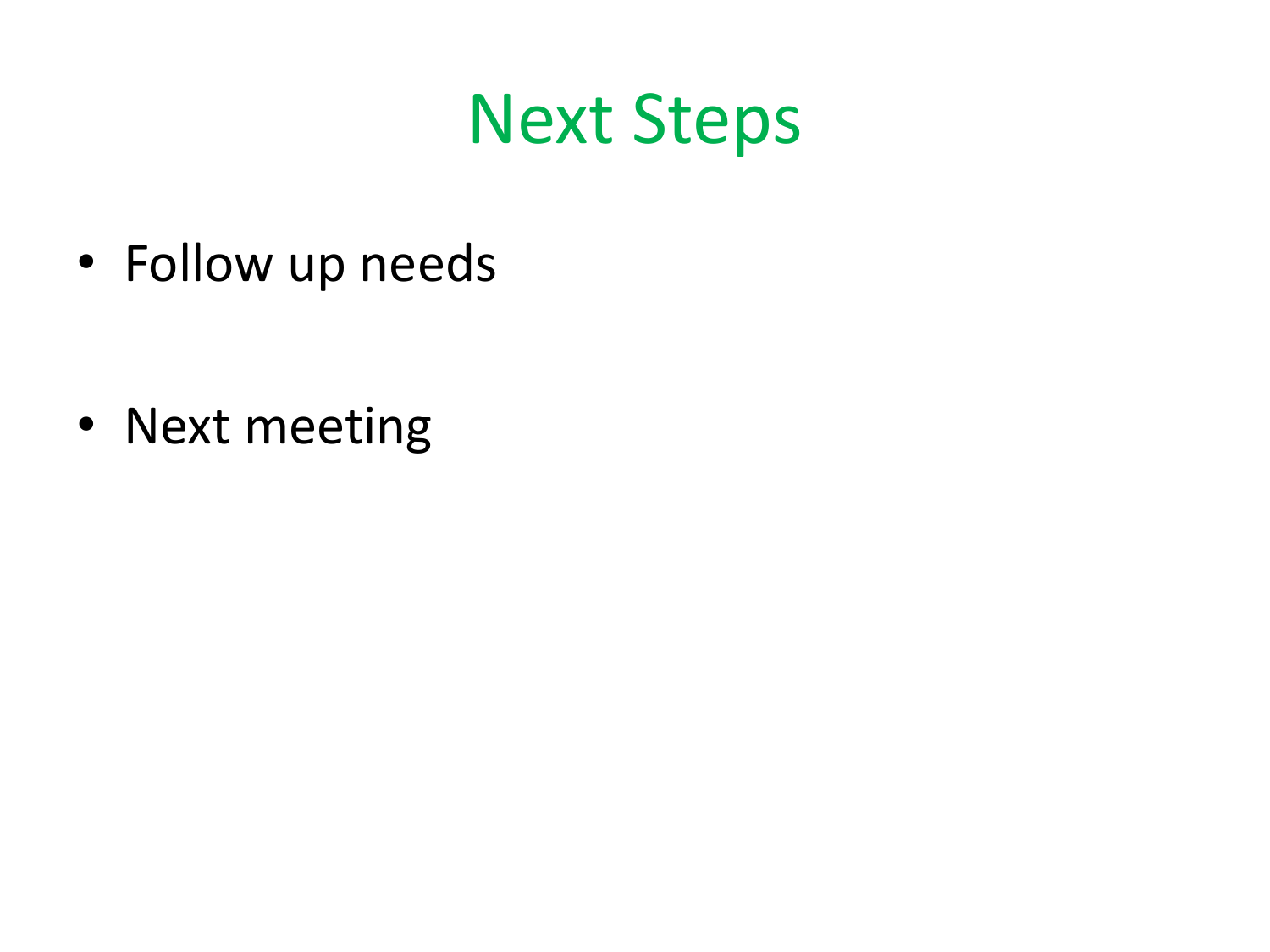# Next Steps

- Follow up needs

- Next meeting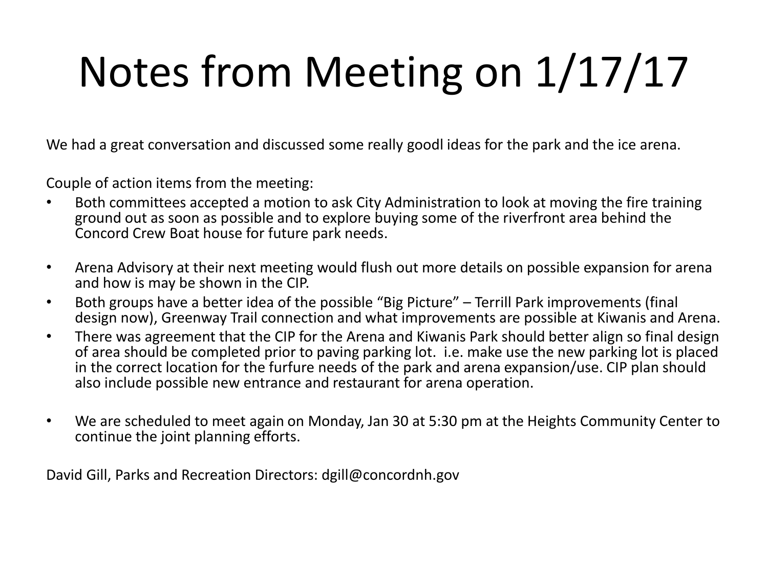# Notes from Meeting on 1/17/17

We had a great conversation and discussed some really goodl ideas for the park and the ice arena.

Couple of action items from the meeting:

- Both committees accepted a motion to ask City Administration to look at moving the fire training ground out as soon as possible and to explore buying some of the riverfront area behind the Concord Crew Boat house for future park needs.

- Arena Advisory at their next meeting would flush out more details on possible expansion for arena and how is may be shown in the CIP.
- Both groups have a better idea of the possible “Big Picture” – Terrill Park improvements (final design now), Greenway Trail connection and what improvements are possible at Kiwanis and Arena.
- There was agreement that the CIP for the Arena and Kiwanis Park should better align so final design of area should be completed prior to paving parking lot. i.e. make use the new parking lot is placed in the correct location for the furfure needs of the park and arena expansion/use. CIP plan should also include possible new entrance and restaurant for arena operation.

- We are scheduled to meet again on Monday, Jan 30 at 5:30 pm at the Heights Community Center to continue the joint planning efforts.

David Gill, Parks and Recreation Directors: dgill@concordnh.gov